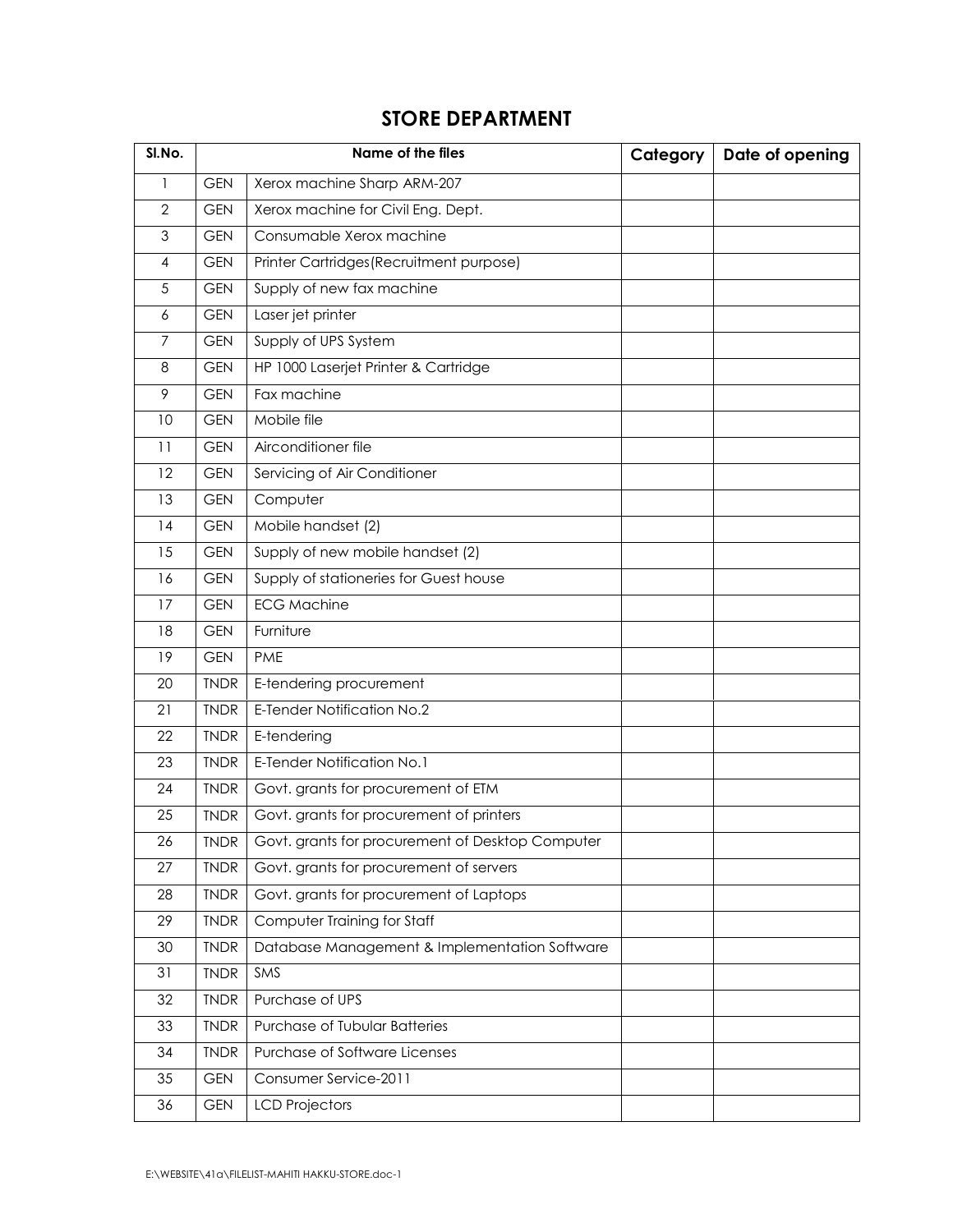# STORE DEPARTMENT

| Sl.No. | Name of the files | | Category | Date of opening |
|---|---|---|---|---|
| 1 | GEN | Xerox machine Sharp ARM-207 | | |
| 2 | GEN | Xerox machine for Civil Eng. Dept. | | |
| 3 | GEN | Consumable Xerox machine | | |
| 4 | GEN | Printer Cartridges(Recruitment purpose) | | |
| 5 | GEN | Supply of new fax machine | | |
| 6 | GEN | Laser jet printer | | |
| 7 | GEN | Supply of UPS System | | |
| 8 | GEN | HP 1000 Laserjet Printer & Cartridge | | |
| 9 | GEN | Fax machine | | |
| 10 | GEN | Mobile file | | |
| 11 | GEN | Airconditioner file | | |
| 12 | GEN | Servicing of Air Conditioner | | |
| 13 | GEN | Computer | | |
| 14 | GEN | Mobile handset (2) | | |
| 15 | GEN | Supply of new mobile handset (2) | | |
| 16 | GEN | Supply of stationeries for Guest house | | |
| 17 | GEN | ECG Machine | | |
| 18 | GEN | Furniture | | |
| 19 | GEN | PME | | |
| 20 | TNDR | E-tendering procurement | | |
| 21 | TNDR | E-Tender Notification No.2 | | |
| 22 | TNDR | E-tendering | | |
| 23 | TNDR | E-Tender Notification No.1 | | |
| 24 | TNDR | Govt. grants for procurement of ETM | | |
| 25 | TNDR | Govt. grants for procurement of printers | | |
| 26 | TNDR | Govt. grants for procurement of Desktop Computer | | |
| 27 | TNDR | Govt. grants for procurement of servers | | |
| 28 | TNDR | Govt. grants for procurement of Laptops | | |
| 29 | TNDR | Computer Training for Staff | | |
| 30 | TNDR | Database Management & Implementation Software | | |
| 31 | TNDR | SMS | | |
| 32 | TNDR | Purchase of UPS | | |
| 33 | TNDR | Purchase of Tubular Batteries | | |
| 34 | TNDR | Purchase of Software Licenses | | |
| 35 | GEN | Consumer Service-2011 | | |
| 36 | GEN | LCD Projectors | | |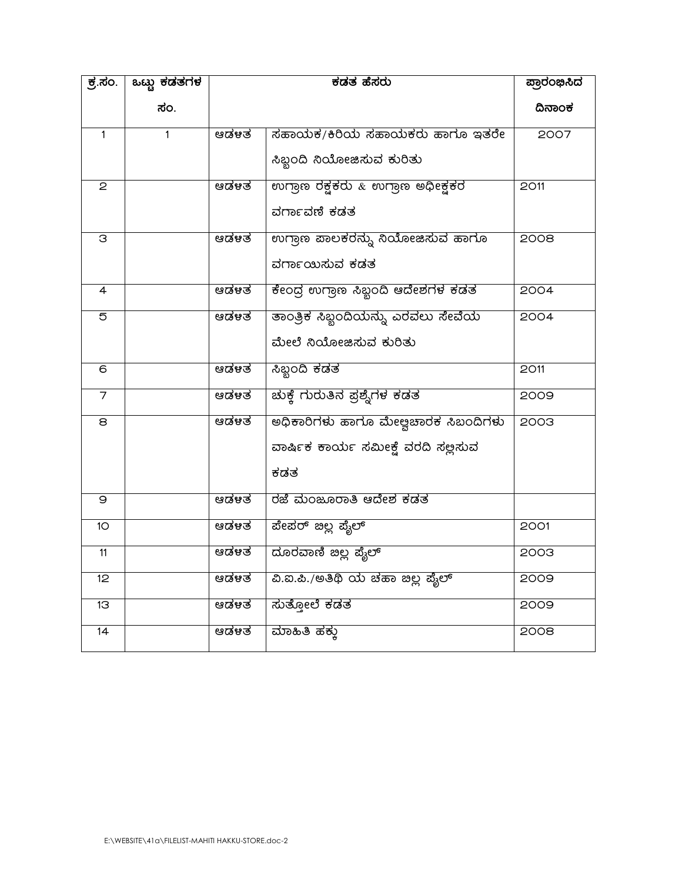| ಕ್ರ.ಸಂ. | ಒಟ್ಟು ಕಡತಗಳ ಸಂ. | ಕಡತ ಹೆಸರು | | ಪ್ರಾರಂಭಿಸಿದ ದಿನಾಂಕ |
|---|---|---|---|---|
| 1 | 1 | ಆಡಳಿತ | ಸಹಾಯಕ/ಕಿರಿಯ ಸಹಾಯಕರು ಹಾಗೂ ಇತರೇ ಸಿಬ್ಬಂದಿ ನಿಯೋಜಿಸುವ ಕುರಿತು | 2007 |
| 2 | | ಆಡಳಿತ | ಉಗ್ರಾಣ ರಕ್ಷಕರು & ಉಗ್ರಾಣ ಅಧೀಕ್ಷಕರ ವರ್ಗಾವಣೆ ಕಡತ | 2011 |
| 3 | | ಆಡಳಿತ | ಉಗ್ರಾಣ ಪಾಲಕರನ್ನು ನಿಯೋಜಿಸುವ ಹಾಗೂ ವರ್ಗಾಯಿಸುವ ಕಡತ | 2008 |
| 4 | | ಆಡಳಿತ | ಕೇಂದ್ರ ಉಗ್ರಾಣ ಸಿಬ್ಬಂದಿ ಆದೇಶಗಳ ಕಡತ | 2004 |
| 5 | | ಆಡಳಿತ | ತಾಂತ್ರಿಕ ಸಿಬ್ಬಂದಿಯನ್ನು ಎರವಲು ಸೇವೆಯ ಮೇಲೆ ನಿಯೋಜಿಸುವ ಕುರಿತು | 2004 |
| 6 | | ಆಡಳಿತ | ಸಿಬ್ಬಂದಿ ಕಡತ | 2011 |
| 7 | | ಆಡಳಿತ | ಚುಕ್ಕೆ ಗುರುತಿನ ಪ್ರಶ್ನೆಗಳ ಕಡತ | 2009 |
| 8 | | ಆಡಳಿತ | ಅಧಿಕಾರಿಗಳು ಹಾಗೂ ಮೇಲ್ವಿಚಾರಕ ಸಿಬಂದಿಗಳು ವಾರ್ಷಿಕ ಕಾರ್ಯ ಸಮೀಕ್ಷೆ ವರದಿ ಸಲ್ಲಿಸುವ ಕಡತ | 2003 |
| 9 | | ಆಡಳಿತ | ರಜೆ ಮಂಜೂರಾತಿ ಆದೇಶ ಕಡತ | |
| 10 | | ಆಡಳಿತ | ಪೇಪರ್ ಬಿಲ್ಲ ಪೈಲ್ | 2001 |
| 11 | | ಆಡಳಿತ | ದೂರವಾಣಿ ಬಿಲ್ಲ ಪೈಲ್ | 2003 |
| 12 | | ಆಡಳಿತ | ವಿ.ಐ.ಪಿ./ಅತಿಥಿ ಯ ಚಹಾ ಬಿಲ್ಲ ಪೈಲ್ | 2009 |
| 13 | | ಆಡಳಿತ | ಸುತ್ತೋಲೆ ಕಡತ | 2009 |
| 14 | | ಆಡಳಿತ | ಮಾಹಿತಿ ಹಕ್ಕು | 2008 |

E:\WEBSITE\41a\FILELIST-MAHITI HAKKU-STORE.doc-2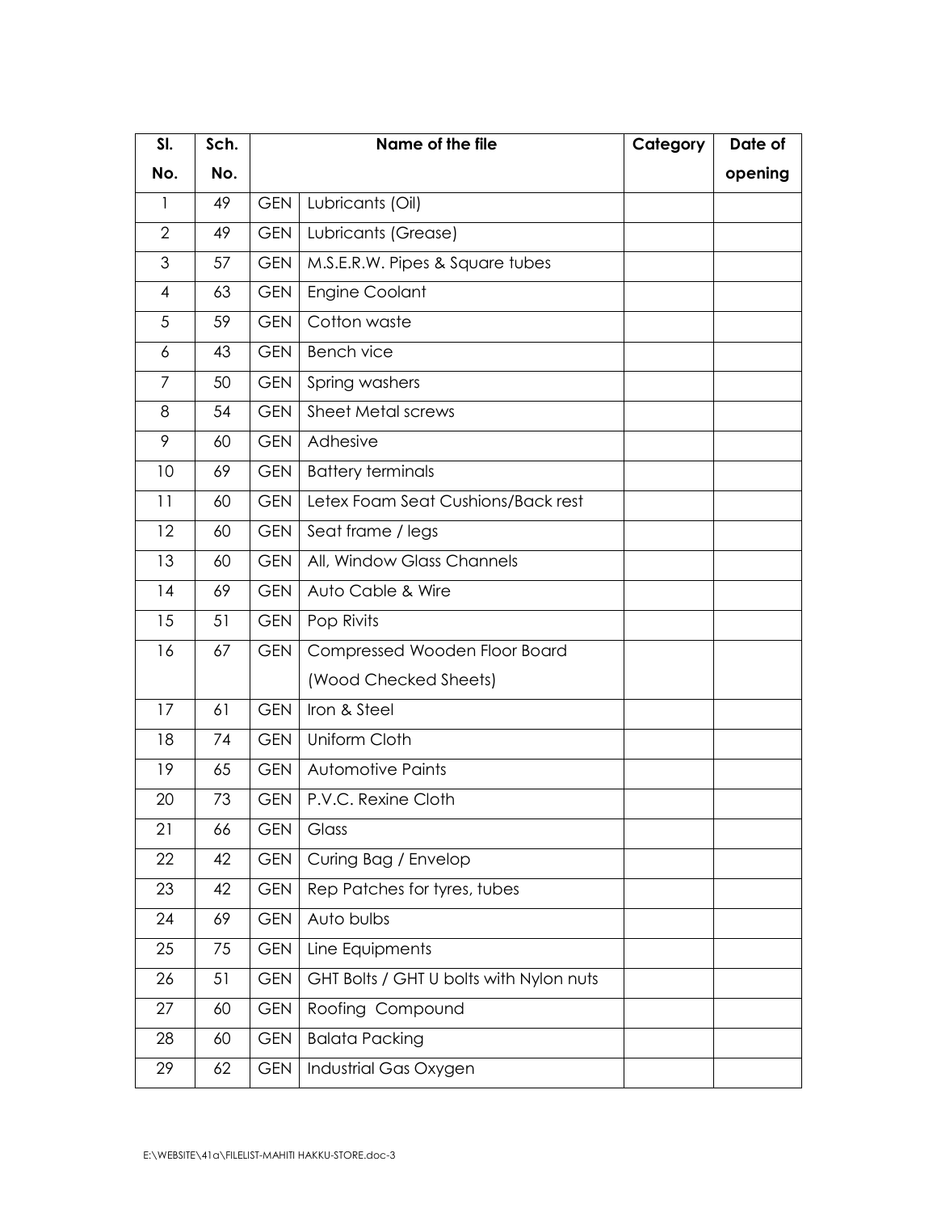| Sl. No. | Sch. No. | Name of the file | | Category | Date of opening |
|---|---|---|---|---|---|
| 1 | 49 | GEN | Lubricants (Oil) | | |
| 2 | 49 | GEN | Lubricants (Grease) | | |
| 3 | 57 | GEN | M.S.E.R.W. Pipes & Square tubes | | |
| 4 | 63 | GEN | Engine Coolant | | |
| 5 | 59 | GEN | Cotton waste | | |
| 6 | 43 | GEN | Bench vice | | |
| 7 | 50 | GEN | Spring washers | | |
| 8 | 54 | GEN | Sheet Metal screws | | |
| 9 | 60 | GEN | Adhesive | | |
| 10 | 69 | GEN | Battery terminals | | |
| 11 | 60 | GEN | Letex Foam Seat Cushions/Back rest | | |
| 12 | 60 | GEN | Seat frame / legs | | |
| 13 | 60 | GEN | All, Window Glass Channels | | |
| 14 | 69 | GEN | Auto Cable & Wire | | |
| 15 | 51 | GEN | Pop Rivits | | |
| 16 | 67 | GEN | Compressed Wooden Floor Board (Wood Checked Sheets) | | |
| 17 | 61 | GEN | Iron & Steel | | |
| 18 | 74 | GEN | Uniform Cloth | | |
| 19 | 65 | GEN | Automotive Paints | | |
| 20 | 73 | GEN | P.V.C. Rexine Cloth | | |
| 21 | 66 | GEN | Glass | | |
| 22 | 42 | GEN | Curing Bag / Envelop | | |
| 23 | 42 | GEN | Rep Patches for tyres, tubes | | |
| 24 | 69 | GEN | Auto bulbs | | |
| 25 | 75 | GEN | Line Equipments | | |
| 26 | 51 | GEN | GHT Bolts / GHT U bolts with Nylon nuts | | |
| 27 | 60 | GEN | Roofing Compound | | |
| 28 | 60 | GEN | Balata Packing | | |
| 29 | 62 | GEN | Industrial Gas Oxygen | | |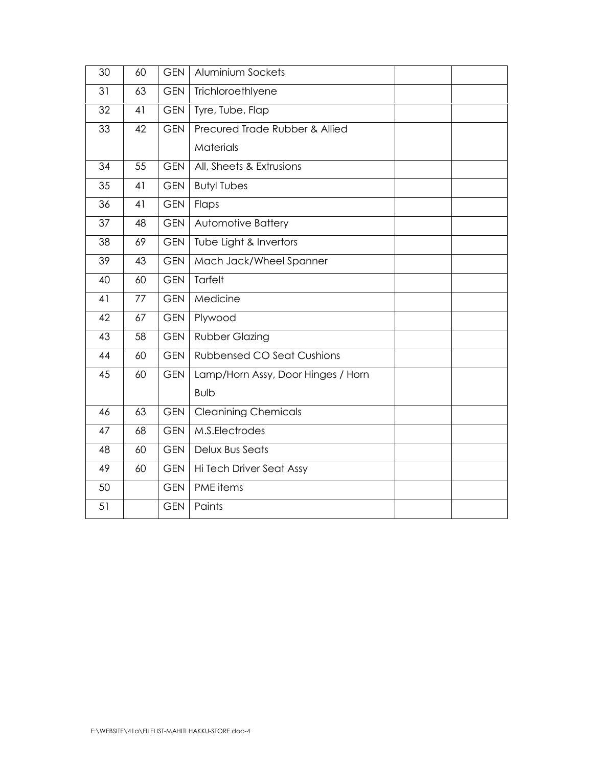| 30 | 60 | GEN | Aluminium Sockets | | |
|---|---|---|---|---|---|
| 31 | 63 | GEN | Trichloroethlyene | | |
| 32 | 41 | GEN | Tyre, Tube, Flap | | |
| 33 | 42 | GEN | Precured Trade Rubber & Allied Materials | | |
| 34 | 55 | GEN | All, Sheets & Extrusions | | |
| 35 | 41 | GEN | Butyl Tubes | | |
| 36 | 41 | GEN | Flaps | | |
| 37 | 48 | GEN | Automotive Battery | | |
| 38 | 69 | GEN | Tube Light & Invertors | | |
| 39 | 43 | GEN | Mach Jack/Wheel Spanner | | |
| 40 | 60 | GEN | Tarfelt | | |
| 41 | 77 | GEN | Medicine | | |
| 42 | 67 | GEN | Plywood | | |
| 43 | 58 | GEN | Rubber Glazing | | |
| 44 | 60 | GEN | Rubbensed CO Seat Cushions | | |
| 45 | 60 | GEN | Lamp/Horn Assy, Door Hinges / Horn Bulb | | |
| 46 | 63 | GEN | Cleanining Chemicals | | |
| 47 | 68 | GEN | M.S.Electrodes | | |
| 48 | 60 | GEN | Delux Bus Seats | | |
| 49 | 60 | GEN | Hi Tech Driver Seat Assy | | |
| 50 | | GEN | PME items | | |
| 51 | | GEN | Paints | | |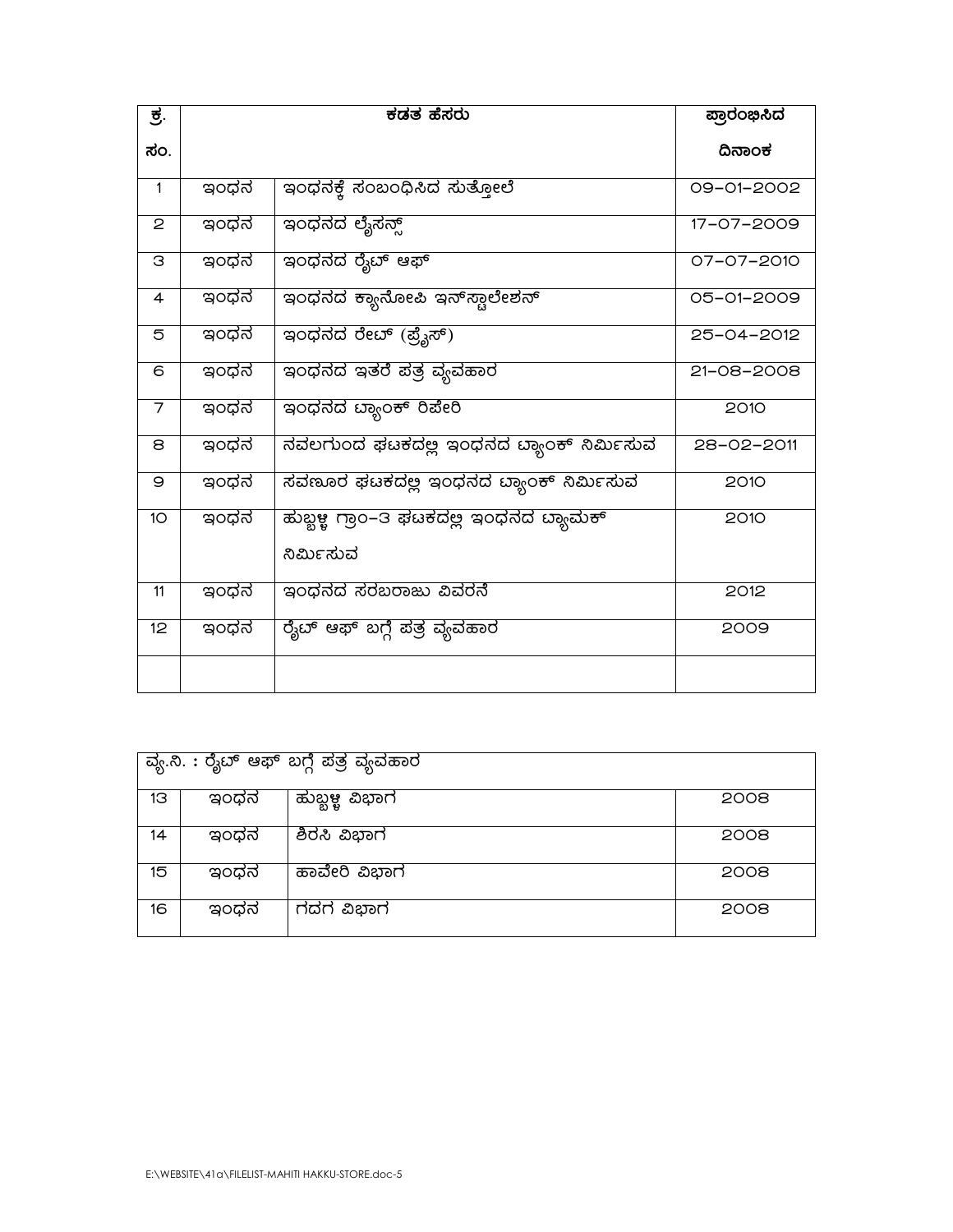| ಕ್ರ. ಸಂ. | ಕಡತ ಹೆಸರು | | ಪ್ರಾರಂಭಿಸಿದ ದಿನಾಂಕ |
|---|---|---|---|
| 1 | ಇಂಧನ | ಇಂಧನಕ್ಕೆ ಸಂಬಂಧಿಸಿದ ಸುತ್ತೋಲೆ | 09-01-2002 |
| 2 | ಇಂಧನ | ಇಂಧನದ ಲೈಸನ್ಸ್ | 17-07-2009 |
| 3 | ಇಂಧನ | ಇಂಧನದ ರೈಟ್ ಆಫ್ | 07-07-2010 |
| 4 | ಇಂಧನ | ಇಂಧನದ ಕ್ಯಾನೋಪಿ ಇನ್‌ಸ್ಟಾಲೇಶನ್ | 05-01-2009 |
| 5 | ಇಂಧನ | ಇಂಧನದ ರೇಟ್ (ಪ್ರೈಸ್) | 25-04-2012 |
| 6 | ಇಂಧನ | ಇಂಧನದ ಇತರೆ ಪತ್ರ ವ್ಯವಹಾರ | 21-08-2008 |
| 7 | ಇಂಧನ | ಇಂಧನದ ಟ್ಯಾಂಕ್ ರಿಪೇರಿ | 2010 |
| 8 | ಇಂಧನ | ನವಲಗುಂದ ಘಟಕದಲ್ಲಿ ಇಂಧನದ ಟ್ಯಾಂಕ್ ನಿರ್ಮಿಸುವ | 28-02-2011 |
| 9 | ಇಂಧನ | ಸವಣೂರ ಘಟಕದಲ್ಲಿ ಇಂಧನದ ಟ್ಯಾಂಕ್ ನಿರ್ಮಿಸುವ | 2010 |
| 10 | ಇಂಧನ | ಹುಬ್ಬಳ್ಳಿ ಗ್ರಾಂ-3 ಘಟಕದಲ್ಲಿ ಇಂಧನದ ಟ್ಯಾಮಕ್ ನಿರ್ಮಿಸುವ | 2010 |
| 11 | ಇಂಧನ | ಇಂಧನದ ಸರಬರಾಜು ವಿವರನೆ | 2012 |
| 12 | ಇಂಧನ | ರೈಟ್ ಆಫ್ ಬಗ್ಗೆ ಪತ್ರ ವ್ಯವಹಾರ | 2009 |
| | | | |

| ವ್ಯ.ನಿ. : ರೈಟ್ ಆಫ್ ಬಗ್ಗೆ ಪತ್ರ ವ್ಯವಹಾರ | | | |
|---|---|---|---|
| 13 | ಇಂಧನ | ಹುಬ್ಬಳ್ಳಿ ವಿಭಾಗ | 2008 |
| 14 | ಇಂಧನ | ಶಿರಸಿ ವಿಭಾಗ | 2008 |
| 15 | ಇಂಧನ | ಹಾವೇರಿ ವಿಭಾಗ | 2008 |
| 16 | ಇಂಧನ | ಗದಗ ವಿಭಾಗ | 2008 |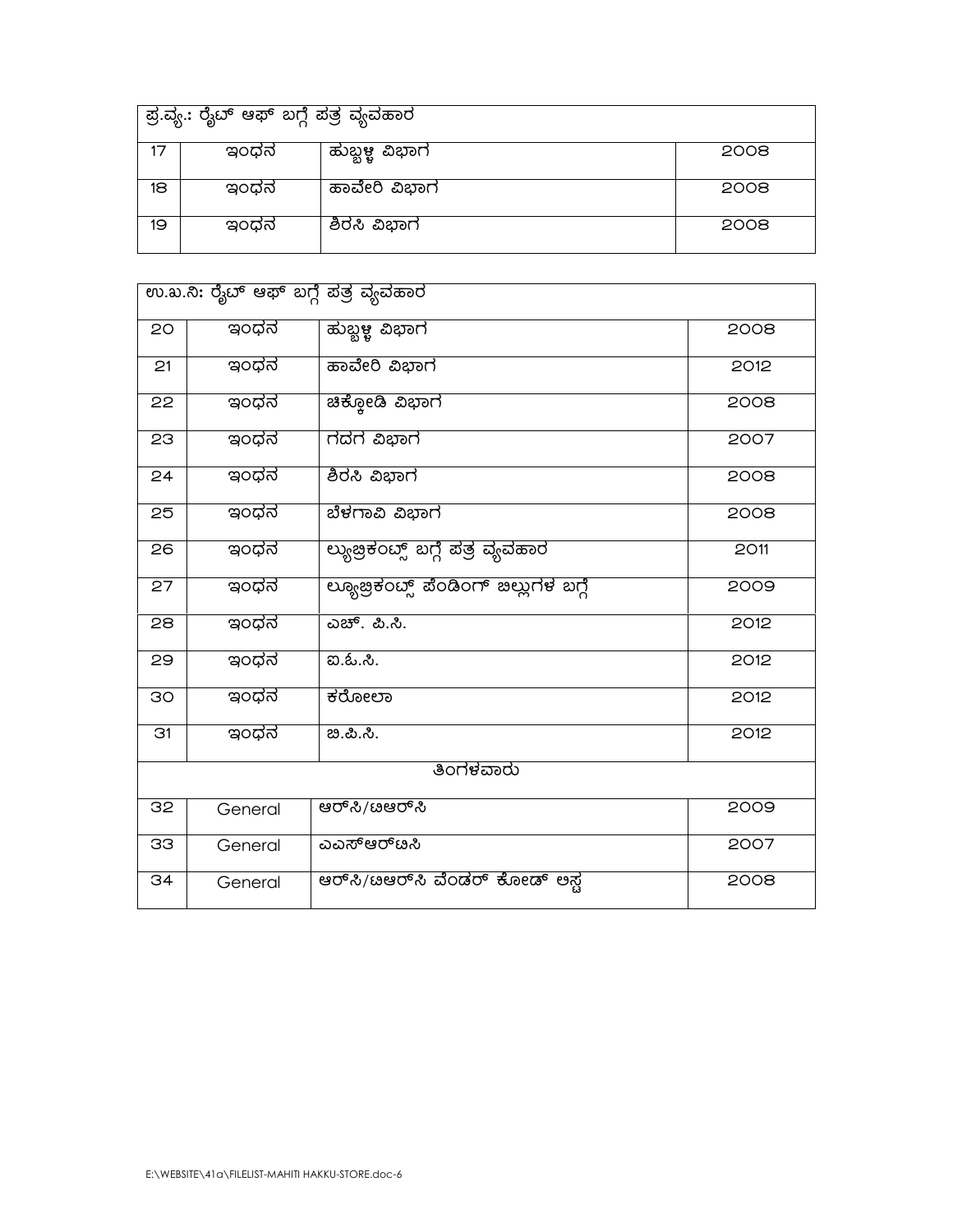| ಪ್ರ.ವ್ಯ.: ರೈಟ್ ಆಫ್ ಬಗ್ಗೆ ಪತ್ರ ವ್ಯವಹಾರ | | | |
|---|---|---|---|
| 17 | ಇಂಧನ | ಹುಬ್ಬಳ್ಳಿ ವಿಭಾಗ | 2008 |
| 18 | ಇಂಧನ | ಹಾವೇರಿ ವಿಭಾಗ | 2008 |
| 19 | ಇಂಧನ | ಶಿರಸಿ ವಿಭಾಗ | 2008 |

| ಉ.ಖ.ನಿ: ರೈಟ್ ಆಫ್ ಬಗ್ಗೆ ಪತ್ರ ವ್ಯವಹಾರ | | | |
|---|---|---|---|
| 20 | ಇಂಧನ | ಹುಬ್ಬಳ್ಳಿ ವಿಭಾಗ | 2008 |
| 21 | ಇಂಧನ | ಹಾವೇರಿ ವಿಭಾಗ | 2012 |
| 22 | ಇಂಧನ | ಚಿಕ್ಕೋಡಿ ವಿಭಾಗ | 2008 |
| 23 | ಇಂಧನ | ಗದಗ ವಿಭಾಗ | 2007 |
| 24 | ಇಂಧನ | ಶಿರಸಿ ವಿಭಾಗ | 2008 |
| 25 | ಇಂಧನ | ಬೆಳಗಾವಿ ವಿಭಾಗ | 2008 |
| 26 | ಇಂಧನ | ಲ್ಯುಬ್ರಿಕಂಟ್ಸ್ ಬಗ್ಗೆ ಪತ್ರ ವ್ಯವಹಾರ | 2011 |
| 27 | ಇಂಧನ | ಲ್ಯೂಬ್ರಿಕಂಟ್ಸ್ ಪೆಂಡಿಂಗ್ ಬಿಲ್ಲುಗಳ ಬಗ್ಗೆ | 2009 |
| 28 | ಇಂಧನ | ಎಚ್. ಪಿ.ಸಿ. | 2012 |
| 29 | ಇಂಧನ | ಐ.ಓ.ಸಿ. | 2012 |
| 30 | ಇಂಧನ | ಕರೋಲಾ | 2012 |
| 31 | ಇಂಧನ | ಬಿ.ಪಿ.ಸಿ. | 2012 |
| ತಿಂಗಳವಾರು | | | |
| 32 | General | ಆರ್‌ಸಿ/ಟಿಆರ್‌ಸಿ | 2009 |
| 33 | General | ಎಎಸ್‌ಆರ್‌ಟಿಸಿ | 2007 |
| 34 | General | ಆರ್‌ಸಿ/ಟಿಆರ್‌ಸಿ ವೆಂಡರ್ ಕೋಡ್ ಲಿಸ್ಟ | 2008 |

E:\WEBSITE\41a\FILELIST-MAHITI HAKKU-STORE.doc-6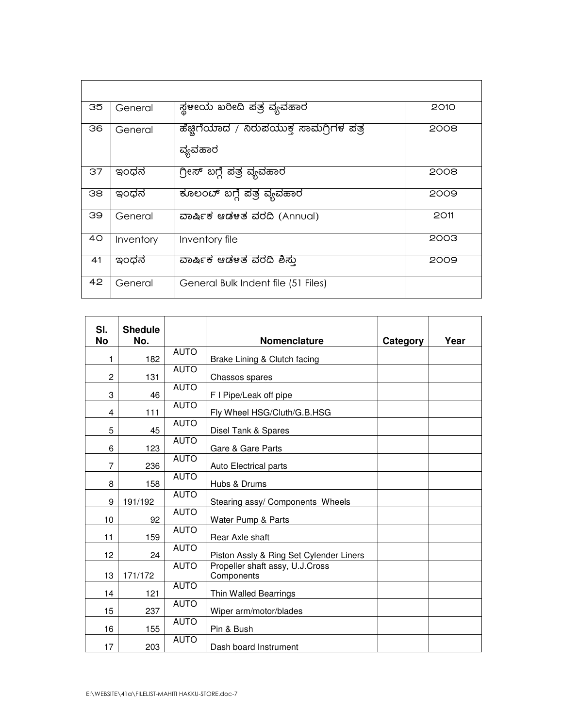| | | | |
|---|---|---|---|
| 35 | General | ಸ್ಥಳೀಯ ಖರೀದಿ ಪತ್ರ ವ್ಯವಹಾರ | 2010 |
| 36 | General | ಹೆಚ್ಚಿಗೆಯಾದ / ನಿರುಪಯುಕ್ತ ಸಾಮಗ್ರಿಗಳ ಪತ್ರ ವ್ಯವಹಾರ | 2008 |
| 37 | ಇಂಧನ | ಗ್ರೀಸ್ ಬಗ್ಗೆ ಪತ್ರ ವ್ಯವಹಾರ | 2008 |
| 38 | ಇಂಧನ | ಕೂಲಂಟ್ ಬಗ್ಗೆ ಪತ್ರ ವ್ಯವಹಾರ | 2009 |
| 39 | General | ವಾರ್ಷಿಕ ಆಡಳಿತ ವರದಿ (Annual) | 2011 |
| 40 | Inventory | Inventory file | 2003 |
| 41 | ಇಂಧನ | ವಾರ್ಷಿಕ ಆಡಳಿತ ವರದಿ ಶಿಸ್ತು | 2009 |
| 42 | General | General Bulk Indent file (51 Files) | |

| Sl. No | Shedule No. | | Nomenclature | Category | Year |
|---|---|---|---|---|---|
| 1 | 182 | AUTO | Brake Lining & Clutch facing | | |
| 2 | 131 | AUTO | Chassos spares | | |
| 3 | 46 | AUTO | F I Pipe/Leak off pipe | | |
| 4 | 111 | AUTO | Fly Wheel HSG/Cluth/G.B.HSG | | |
| 5 | 45 | AUTO | Disel Tank & Spares | | |
| 6 | 123 | AUTO | Gare & Gare Parts | | |
| 7 | 236 | AUTO | Auto Electrical parts | | |
| 8 | 158 | AUTO | Hubs & Drums | | |
| 9 | 191/192 | AUTO | Stearing assy/ Components Wheels | | |
| 10 | 92 | AUTO | Water Pump & Parts | | |
| 11 | 159 | AUTO | Rear Axle shaft | | |
| 12 | 24 | AUTO | Piston Assly & Ring Set Cylender Liners | | |
| 13 | 171/172 | AUTO | Propeller shaft assy, U.J.Cross Components | | |
| 14 | 121 | AUTO | Thin Walled Bearrings | | |
| 15 | 237 | AUTO | Wiper arm/motor/blades | | |
| 16 | 155 | AUTO | Pin & Bush | | |
| 17 | 203 | AUTO | Dash board Instrument | | |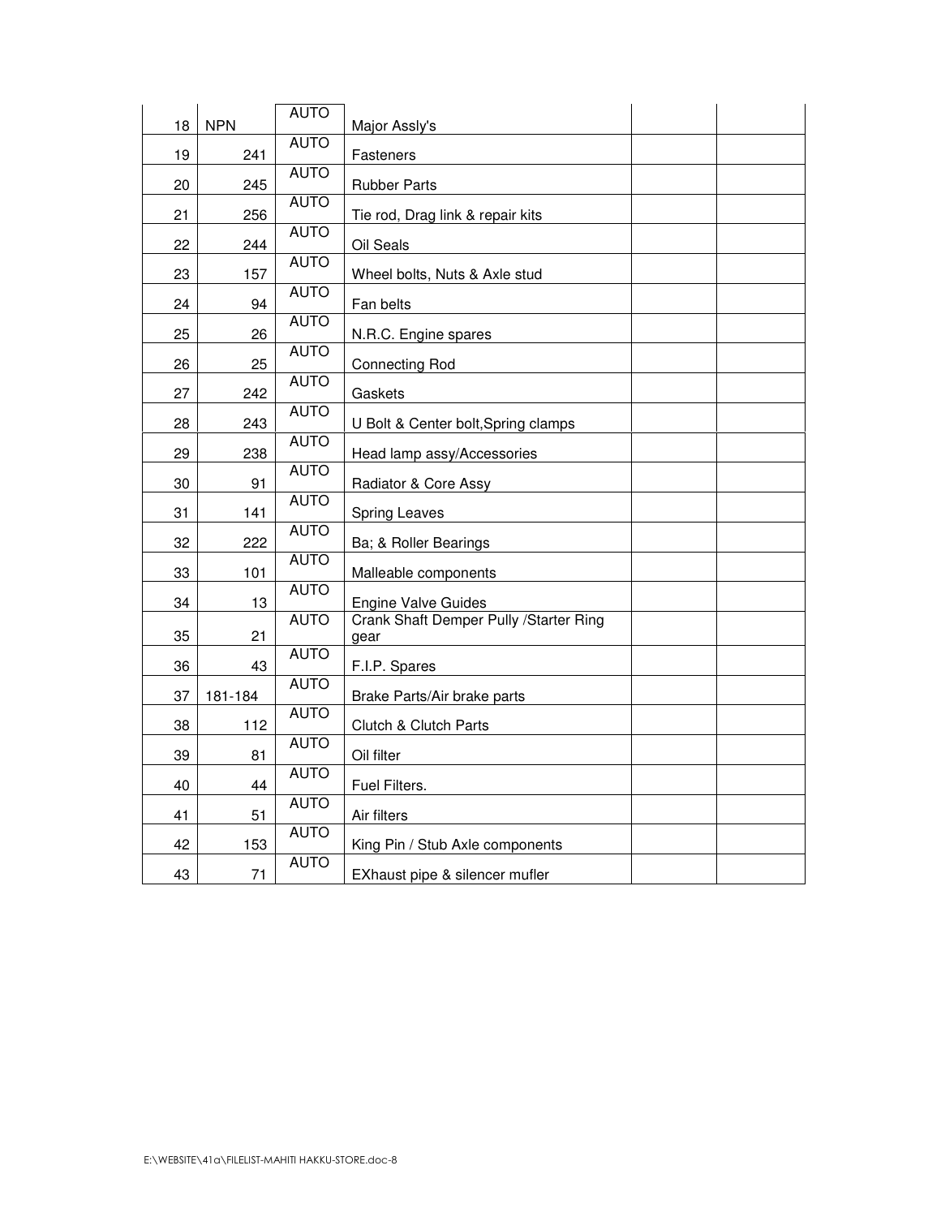| | | | | | |
|---|---|---|---|---|---|
| 18 | NPN | AUTO | Major Assly's | | |
| 19 | 241 | AUTO | Fasteners | | |
| 20 | 245 | AUTO | Rubber Parts | | |
| 21 | 256 | AUTO | Tie rod, Drag link & repair kits | | |
| 22 | 244 | AUTO | Oil Seals | | |
| 23 | 157 | AUTO | Wheel bolts, Nuts & Axle stud | | |
| 24 | 94 | AUTO | Fan belts | | |
| 25 | 26 | AUTO | N.R.C. Engine spares | | |
| 26 | 25 | AUTO | Connecting Rod | | |
| 27 | 242 | AUTO | Gaskets | | |
| 28 | 243 | AUTO | U Bolt & Center bolt,Spring clamps | | |
| 29 | 238 | AUTO | Head lamp assy/Accessories | | |
| 30 | 91 | AUTO | Radiator & Core Assy | | |
| 31 | 141 | AUTO | Spring Leaves | | |
| 32 | 222 | AUTO | Ba; & Roller Bearings | | |
| 33 | 101 | AUTO | Malleable components | | |
| 34 | 13 | AUTO | Engine Valve Guides | | |
| 35 | 21 | AUTO | Crank Shaft Demper Pully /Starter Ring gear | | |
| 36 | 43 | AUTO | F.I.P. Spares | | |
| 37 | 181-184 | AUTO | Brake Parts/Air brake parts | | |
| 38 | 112 | AUTO | Clutch & Clutch Parts | | |
| 39 | 81 | AUTO | Oil filter | | |
| 40 | 44 | AUTO | Fuel Filters. | | |
| 41 | 51 | AUTO | Air filters | | |
| 42 | 153 | AUTO | King Pin / Stub Axle components | | |
| 43 | 71 | AUTO | EXhaust pipe & silencer mufler | | |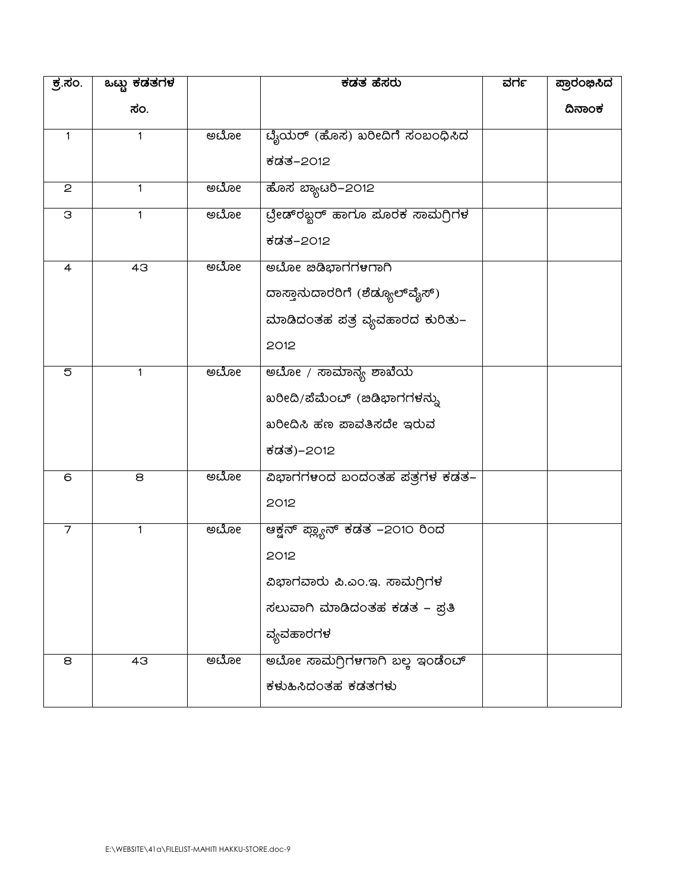| ಕ್ರ.ಸಂ. | ಒಟ್ಟು ಕಡತಗಳ ಸಂ. | | ಕಡತ ಹೆಸರು | ವರ್ಗ | ಪ್ರಾರಂಭಿಸಿದ ದಿನಾಂಕ |
|---|---|---|---|---|---|
| 1 | 1 | ಅಟೋ | ಟೈಯರ್ (ಹೊಸ) ಖರೀದಿಗೆ ಸಂಬಂಧಿಸಿದ ಕಡತ–2012 | | |
| 2 | 1 | ಅಟೋ | ಹೊಸ ಬ್ಯಾಟರಿ–2012 | | |
| 3 | 1 | ಅಟೋ | ಟ್ರೇಡ್‌ರಬ್ಬರ್ ಹಾಗೂ ಪೂರಕ ಸಾಮಗ್ರಿಗಳ ಕಡತ–2012 | | |
| 4 | 43 | ಅಟೋ | ಅಟೋ ಬಿಡಿಭಾಗಗಳಿಗಾಗಿ ದಾಸ್ತಾನುದಾರರಿಗೆ (ಶೆಡ್ಯೂಲ್‌ವೈಸ್) ಮಾಡಿದಂತಹ ಪತ್ರ ವ್ಯವಹಾರದ ಕುರಿತು–2012 | | |
| 5 | 1 | ಅಟೋ | ಅಟೋ / ಸಾಮಾನ್ಯ ಶಾಖೆಯ ಖರೀದಿ/ಪೆಮೆಂಟ್ (ಬಿಡಿಭಾಗಗಳನ್ನು ಖರೀದಿಸಿ ಹಣ ಪಾವತಿಸದೇ ಇರುವ ಕಡತ)–2012 | | |
| 6 | 8 | ಅಟೋ | ವಿಭಾಗಗಳಿಂದ ಬಂದಂತಹ ಪತ್ರಗಳ ಕಡತ–2012 | | |
| 7 | 1 | ಅಟೋ | ಆಕ್ಷನ್ ಪ್ಲ್ಯಾನ್ ಕಡತ –2010 ರಿಂದ 2012 ವಿಭಾಗವಾರು ಪಿ.ಎಂ.ಇ. ಸಾಮಗ್ರಿಗಳ ಸಲುವಾಗಿ ಮಾಡಿದಂತಹ ಕಡತ – ಪ್ರತಿ ವ್ಯವಹಾರಗಳ | | |
| 8 | 43 | ಅಟೋ | ಅಟೋ ಸಾಮಗ್ರಿಗಳಿಗಾಗಿ ಬಲ್ಕ ಇಂಡೆಂಟ್ ಕಳುಹಿಸಿದಂತಹ ಕಡತಗಳು | | |

E:\WEBSITE\41a\FILELIST-MAHITI HAKKU-STORE.doc-9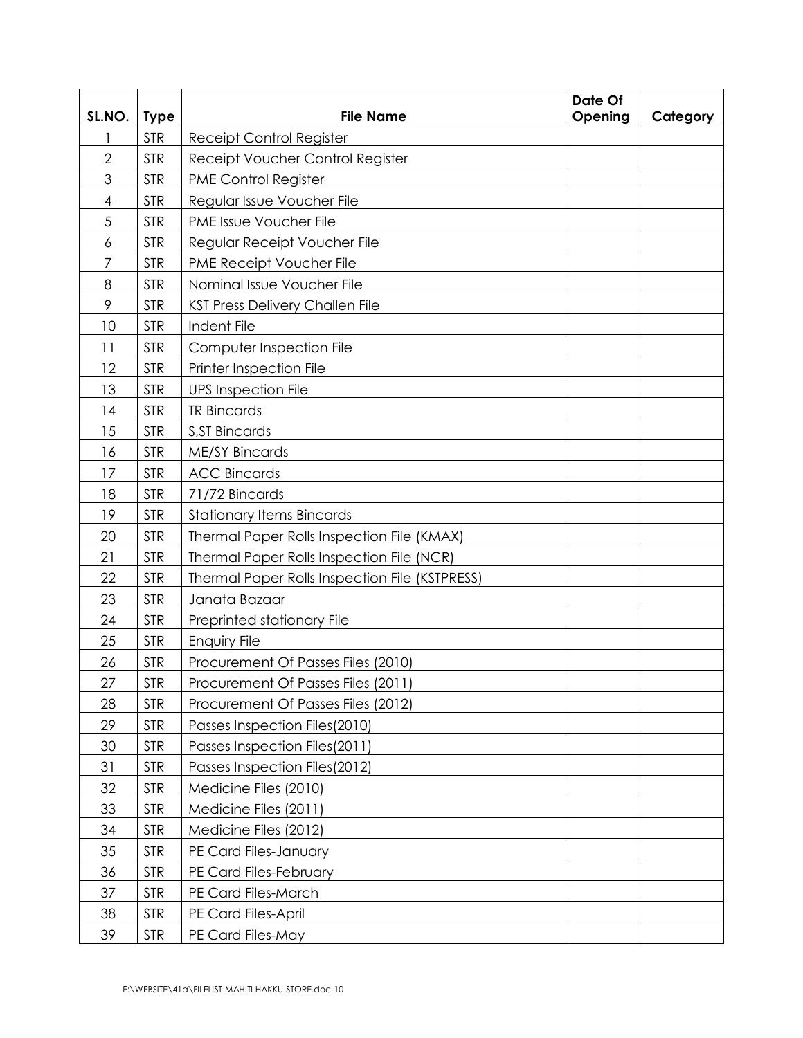| SL.NO. | Type | File Name | Date Of Opening | Category |
|---|---|---|---|---|
| 1 | STR | Receipt Control Register | | |
| 2 | STR | Receipt Voucher Control Register | | |
| 3 | STR | PME Control Register | | |
| 4 | STR | Regular Issue Voucher File | | |
| 5 | STR | PME Issue Voucher File | | |
| 6 | STR | Regular Receipt Voucher File | | |
| 7 | STR | PME Receipt Voucher File | | |
| 8 | STR | Nominal Issue Voucher File | | |
| 9 | STR | KST Press Delivery Challen File | | |
| 10 | STR | Indent File | | |
| 11 | STR | Computer Inspection File | | |
| 12 | STR | Printer Inspection File | | |
| 13 | STR | UPS Inspection File | | |
| 14 | STR | TR Bincards | | |
| 15 | STR | S,ST Bincards | | |
| 16 | STR | ME/SY Bincards | | |
| 17 | STR | ACC Bincards | | |
| 18 | STR | 71/72 Bincards | | |
| 19 | STR | Stationary Items Bincards | | |
| 20 | STR | Thermal Paper Rolls Inspection File (KMAX) | | |
| 21 | STR | Thermal Paper Rolls Inspection File (NCR) | | |
| 22 | STR | Thermal Paper Rolls Inspection File (KSTPRESS) | | |
| 23 | STR | Janata Bazaar | | |
| 24 | STR | Preprinted stationary File | | |
| 25 | STR | Enquiry File | | |
| 26 | STR | Procurement Of Passes Files (2010) | | |
| 27 | STR | Procurement Of Passes Files (2011) | | |
| 28 | STR | Procurement Of Passes Files (2012) | | |
| 29 | STR | Passes Inspection Files(2010) | | |
| 30 | STR | Passes Inspection Files(2011) | | |
| 31 | STR | Passes Inspection Files(2012) | | |
| 32 | STR | Medicine Files (2010) | | |
| 33 | STR | Medicine Files (2011) | | |
| 34 | STR | Medicine Files (2012) | | |
| 35 | STR | PE Card Files-January | | |
| 36 | STR | PE Card Files-February | | |
| 37 | STR | PE Card Files-March | | |
| 38 | STR | PE Card Files-April | | |
| 39 | STR | PE Card Files-May | | |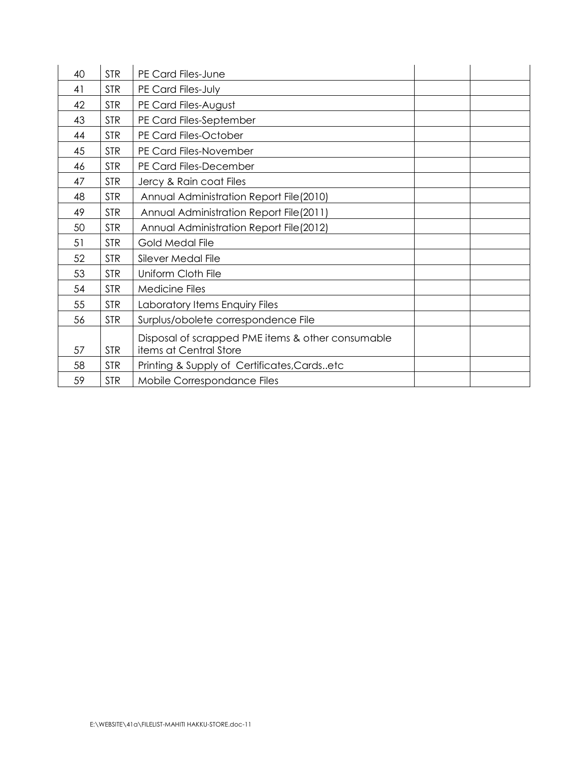| | | | | |
|---|---|---|---|---|
| 40 | STR | PE Card Files-June | | |
| 41 | STR | PE Card Files-July | | |
| 42 | STR | PE Card Files-August | | |
| 43 | STR | PE Card Files-September | | |
| 44 | STR | PE Card Files-October | | |
| 45 | STR | PE Card Files-November | | |
| 46 | STR | PE Card Files-December | | |
| 47 | STR | Jercy & Rain coat Files | | |
| 48 | STR | Annual Administration Report File(2010) | | |
| 49 | STR | Annual Administration Report File(2011) | | |
| 50 | STR | Annual Administration Report File(2012) | | |
| 51 | STR | Gold Medal File | | |
| 52 | STR | Silever Medal File | | |
| 53 | STR | Uniform Cloth File | | |
| 54 | STR | Medicine Files | | |
| 55 | STR | Laboratory Items Enquiry Files | | |
| 56 | STR | Surplus/obolete correspondence File | | |
| 57 | STR | Disposal of scrapped PME items & other consumable items at Central Store | | |
| 58 | STR | Printing & Supply of Certificates,Cards..etc | | |
| 59 | STR | Mobile Correspondance Files | | |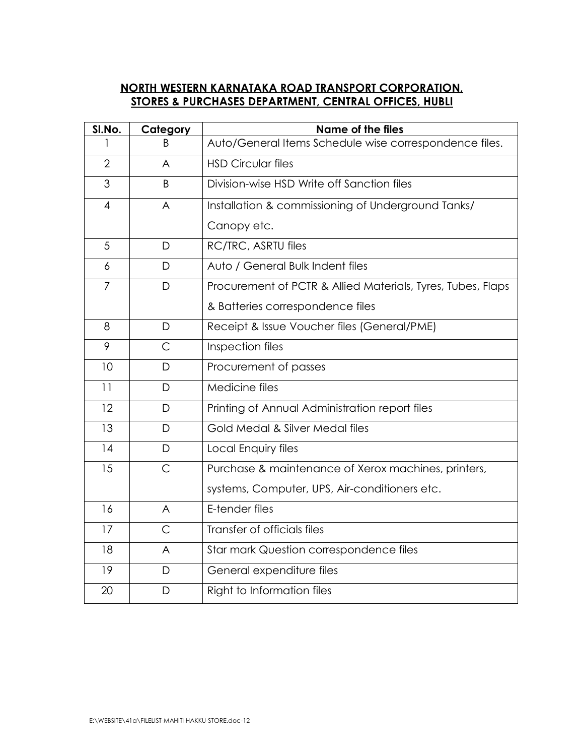**NORTH WESTERN KARNATAKA ROAD TRANSPORT CORPORATION,**
**STORES & PURCHASES DEPARTMENT, CENTRAL OFFICES, HUBLI**

| Sl.No. | Category | Name of the files |
|---|---|---|
| 1 | B | Auto/General Items Schedule wise correspondence files. |
| 2 | A | HSD Circular files |
| 3 | B | Division-wise HSD Write off Sanction files |
| 4 | A | Installation & commissioning of Underground Tanks/ Canopy etc. |
| 5 | D | RC/TRC, ASRTU files |
| 6 | D | Auto / General Bulk Indent files |
| 7 | D | Procurement of PCTR & Allied Materials, Tyres, Tubes, Flaps & Batteries correspondence files |
| 8 | D | Receipt & Issue Voucher files (General/PME) |
| 9 | C | Inspection files |
| 10 | D | Procurement of passes |
| 11 | D | Medicine files |
| 12 | D | Printing of Annual Administration report files |
| 13 | D | Gold Medal & Silver Medal files |
| 14 | D | Local Enquiry files |
| 15 | C | Purchase & maintenance of Xerox machines, printers, systems, Computer, UPS, Air-conditioners etc. |
| 16 | A | E-tender files |
| 17 | C | Transfer of officials files |
| 18 | A | Star mark Question correspondence files |
| 19 | D | General expenditure files |
| 20 | D | Right to Information files |